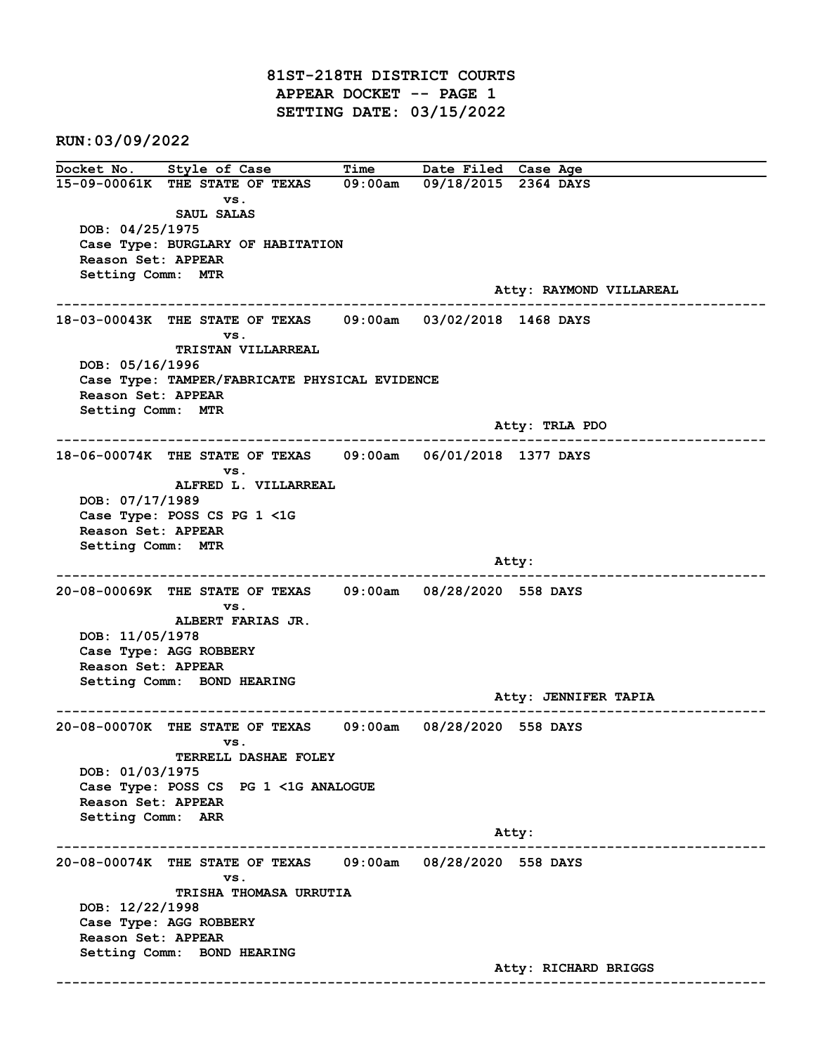# 81ST-218TH DISTRICT COURTS
## APPEAR DOCKET -- PAGE 1
## SETTING DATE: 03/15/2022

**RUN:03/09/2022**

| Docket No. | Style of Case | Time | Date Filed | Case Age |
|---|---|---|---|---|
| 15-09-00061K | THE STATE OF TEXAS vs. SAUL SALAS | 09:00am | 09/18/2015 | 2364 DAYS |

DOB: 04/25/1975
Case Type: BURGLARY OF HABITATION
Reason Set: APPEAR
Setting Comm: MTR
Atty: RAYMOND VILLAREAL

---

| Docket No. | Style of Case | Time | Date Filed | Case Age |
|---|---|---|---|---|
| 18-03-00043K | THE STATE OF TEXAS vs. TRISTAN VILLARREAL | 09:00am | 03/02/2018 | 1468 DAYS |

DOB: 05/16/1996
Case Type: TAMPER/FABRICATE PHYSICAL EVIDENCE
Reason Set: APPEAR
Setting Comm: MTR
Atty: TRLA PDO

---

| Docket No. | Style of Case | Time | Date Filed | Case Age |
|---|---|---|---|---|
| 18-06-00074K | THE STATE OF TEXAS vs. ALFRED L. VILLARREAL | 09:00am | 06/01/2018 | 1377 DAYS |

DOB: 07/17/1989
Case Type: POSS CS PG 1 <1G
Reason Set: APPEAR
Setting Comm: MTR
Atty:

---

| Docket No. | Style of Case | Time | Date Filed | Case Age |
|---|---|---|---|---|
| 20-08-00069K | THE STATE OF TEXAS vs. ALBERT FARIAS JR. | 09:00am | 08/28/2020 | 558 DAYS |

DOB: 11/05/1978
Case Type: AGG ROBBERY
Reason Set: APPEAR
Setting Comm: BOND HEARING
Atty: JENNIFER TAPIA

---

| Docket No. | Style of Case | Time | Date Filed | Case Age |
|---|---|---|---|---|
| 20-08-00070K | THE STATE OF TEXAS vs. TERRELL DASHAE FOLEY | 09:00am | 08/28/2020 | 558 DAYS |

DOB: 01/03/1975
Case Type: POSS CS PG 1 <1G ANALOGUE
Reason Set: APPEAR
Setting Comm: ARR
Atty:

---

| Docket No. | Style of Case | Time | Date Filed | Case Age |
|---|---|---|---|---|
| 20-08-00074K | THE STATE OF TEXAS vs. TRISHA THOMASA URRUTIA | 09:00am | 08/28/2020 | 558 DAYS |

DOB: 12/22/1998
Case Type: AGG ROBBERY
Reason Set: APPEAR
Setting Comm: BOND HEARING
Atty: RICHARD BRIGGS

---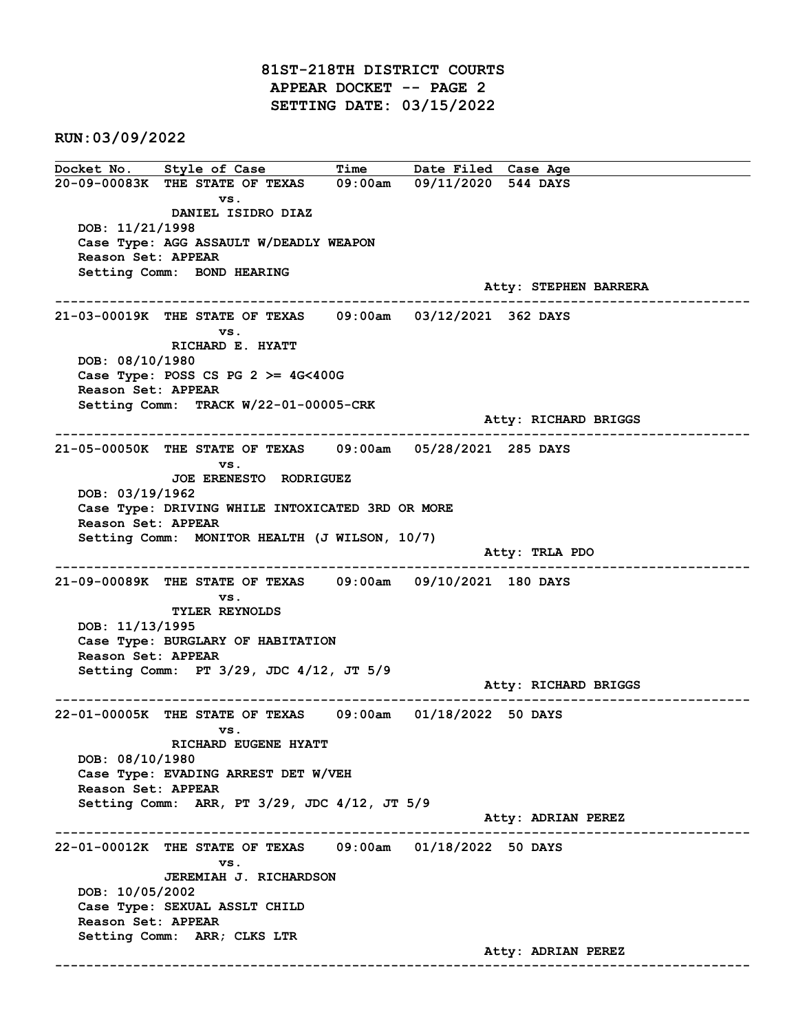# 81ST-218TH DISTRICT COURTS
## APPEAR DOCKET -- PAGE 2
## SETTING DATE: 03/15/2022

**RUN:03/09/2022**

| Docket No. | Style of Case | Time | Date Filed | Case Age |
|---|---|---|---|---|

**20-09-00083K** THE STATE OF TEXAS vs. DANIEL ISIDRO DIAZ — 09:00am — 09/11/2020 — 544 DAYS

DOB: 11/21/1998
Case Type: AGG ASSAULT W/DEADLY WEAPON
Reason Set: APPEAR
Setting Comm: BOND HEARING
Atty: STEPHEN BARRERA

---

**21-03-00019K** THE STATE OF TEXAS vs. RICHARD E. HYATT — 09:00am — 03/12/2021 — 362 DAYS

DOB: 08/10/1980
Case Type: POSS CS PG 2 >= 4G<400G
Reason Set: APPEAR
Setting Comm: TRACK W/22-01-00005-CRK
Atty: RICHARD BRIGGS

---

**21-05-00050K** THE STATE OF TEXAS vs. JOE ERENESTO RODRIGUEZ — 09:00am — 05/28/2021 — 285 DAYS

DOB: 03/19/1962
Case Type: DRIVING WHILE INTOXICATED 3RD OR MORE
Reason Set: APPEAR
Setting Comm: MONITOR HEALTH (J WILSON, 10/7)
Atty: TRLA PDO

---

**21-09-00089K** THE STATE OF TEXAS vs. TYLER REYNOLDS — 09:00am — 09/10/2021 — 180 DAYS

DOB: 11/13/1995
Case Type: BURGLARY OF HABITATION
Reason Set: APPEAR
Setting Comm: PT 3/29, JDC 4/12, JT 5/9
Atty: RICHARD BRIGGS

---

**22-01-00005K** THE STATE OF TEXAS vs. RICHARD EUGENE HYATT — 09:00am — 01/18/2022 — 50 DAYS

DOB: 08/10/1980
Case Type: EVADING ARREST DET W/VEH
Reason Set: APPEAR
Setting Comm: ARR, PT 3/29, JDC 4/12, JT 5/9
Atty: ADRIAN PEREZ

---

**22-01-00012K** THE STATE OF TEXAS vs. JEREMIAH J. RICHARDSON — 09:00am — 01/18/2022 — 50 DAYS

DOB: 10/05/2002
Case Type: SEXUAL ASSLT CHILD
Reason Set: APPEAR
Setting Comm: ARR; CLKS LTR
Atty: ADRIAN PEREZ

---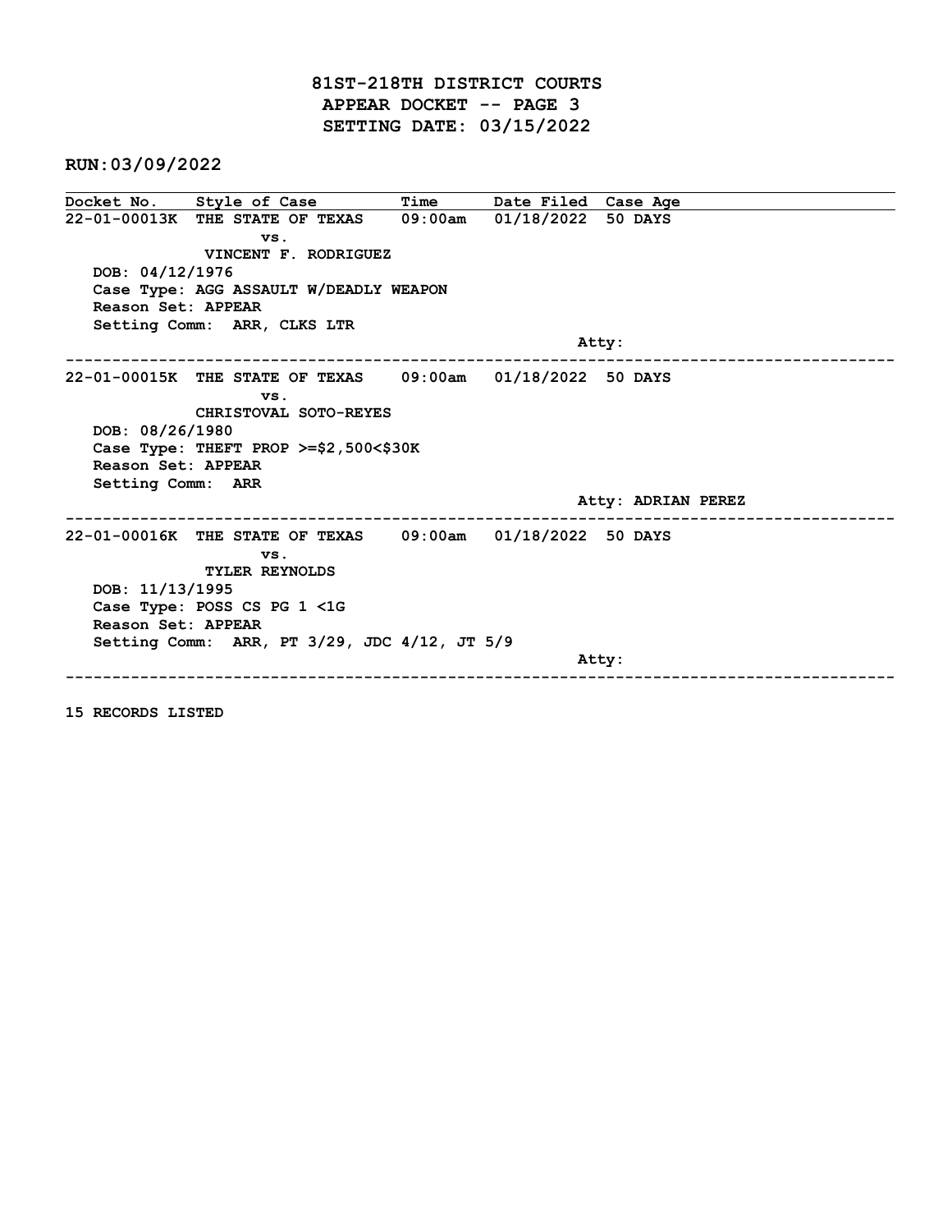# 81ST-218TH DISTRICT COURTS
## APPEAR DOCKET -- PAGE 3
## SETTING DATE: 03/15/2022

**RUN:03/09/2022**

| Docket No. | Style of Case | Time | Date Filed | Case Age |
|---|---|---|---|---|
| 22-01-00013K | THE STATE OF TEXAS vs. VINCENT F. RODRIGUEZ | 09:00am | 01/18/2022 | 50 DAYS |

DOB: 04/12/1976
Case Type: AGG ASSAULT W/DEADLY WEAPON
Reason Set: APPEAR
Setting Comm: ARR, CLKS LTR
Atty:

---

| Docket No. | Style of Case | Time | Date Filed | Case Age |
|---|---|---|---|---|
| 22-01-00015K | THE STATE OF TEXAS vs. CHRISTOVAL SOTO-REYES | 09:00am | 01/18/2022 | 50 DAYS |

DOB: 08/26/1980
Case Type: THEFT PROP >=$2,500<$30K
Reason Set: APPEAR
Setting Comm: ARR
Atty: ADRIAN PEREZ

---

| Docket No. | Style of Case | Time | Date Filed | Case Age |
|---|---|---|---|---|
| 22-01-00016K | THE STATE OF TEXAS vs. TYLER REYNOLDS | 09:00am | 01/18/2022 | 50 DAYS |

DOB: 11/13/1995
Case Type: POSS CS PG 1 <1G
Reason Set: APPEAR
Setting Comm: ARR, PT 3/29, JDC 4/12, JT 5/9
Atty:

---

15 RECORDS LISTED